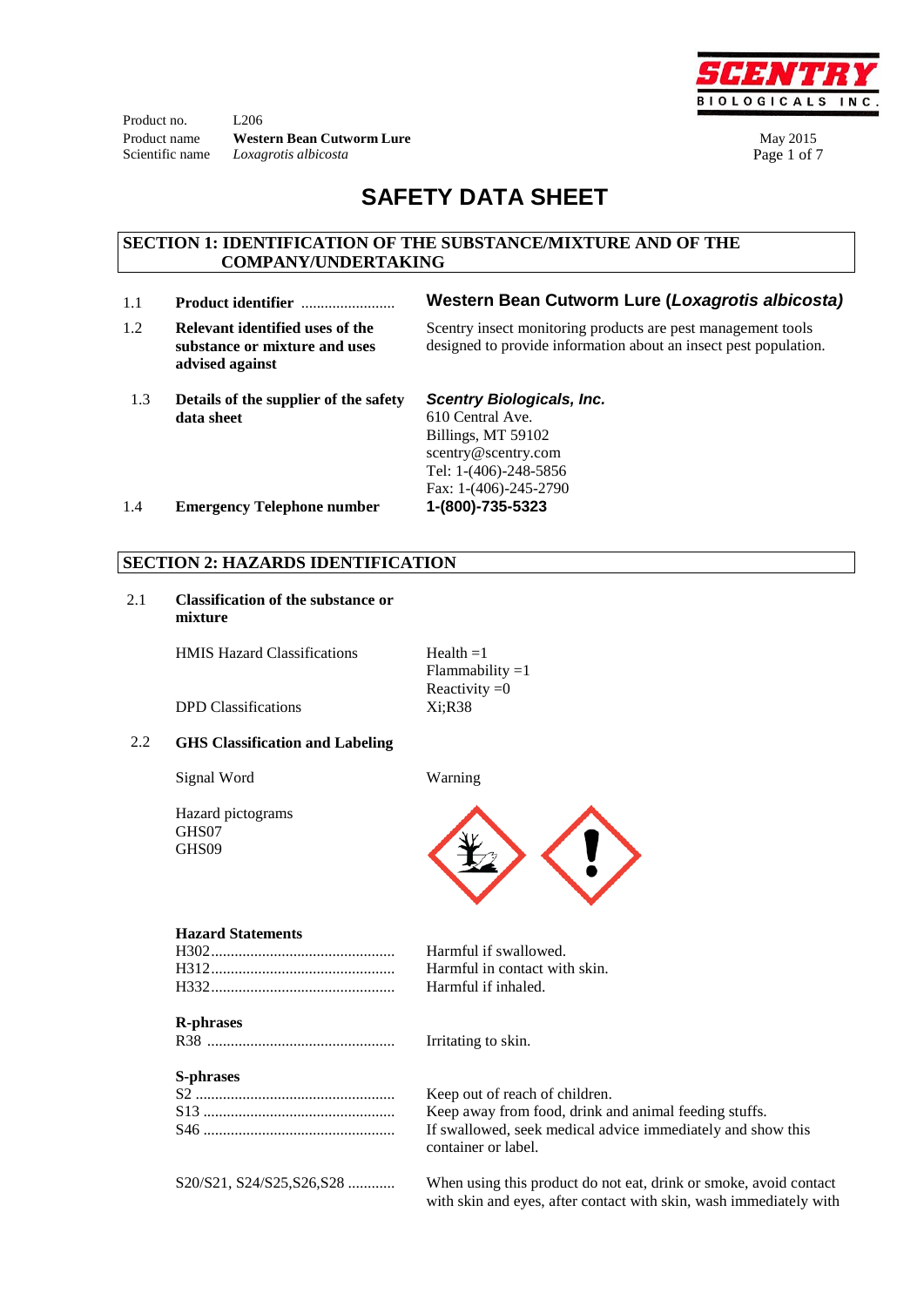Product no. L206
Product name **Western Bean Cutworm Lure**
Scientific name *Loxagrotis albicosta*

May 2015

# SAFETY DATA SHEET

## SECTION 1: IDENTIFICATION OF THE SUBSTANCE/MIXTURE AND OF THE COMPANY/UNDERTAKING

| | | |
|---|---|---|
| 1.1 | **Product identifier** ........................ | **Western Bean Cutworm Lure (*Loxagrotis albicosta*)** |
| 1.2 | **Relevant identified uses of the substance or mixture and uses advised against** | Scentry insect monitoring products are pest management tools designed to provide information about an insect pest population. |
| 1.3 | **Details of the supplier of the safety data sheet** | ***Scentry Biologicals, Inc.***<br>610 Central Ave.<br>Billings, MT 59102<br>scentry@scentry.com<br>Tel: 1-(406)-248-5856<br>Fax: 1-(406)-245-2790 |
| 1.4 | **Emergency Telephone number** | **1-(800)-735-5323** |

## SECTION 2: HAZARDS IDENTIFICATION

2.1 **Classification of the substance or mixture**

| | |
|---|---|
| HMIS Hazard Classifications | Health =1<br>Flammability =1<br>Reactivity =0 |
| DPD Classifications | Xi;R38 |

2.2 **GHS Classification and Labeling**

| | |
|---|---|
| Signal Word | Warning |
| Hazard pictograms<br>GHS07<br>GHS09 | |

**Hazard Statements**

| | |
|---|---|
| H302............................................. | Harmful if swallowed. |
| H312............................................. | Harmful in contact with skin. |
| H332............................................. | Harmful if inhaled. |

**R-phrases**

| | |
|---|---|
| R38 ............................................... | Irritating to skin. |

**S-phrases**

| | |
|---|---|
| S2 .................................................. | Keep out of reach of children. |
| S13 ................................................ | Keep away from food, drink and animal feeding stuffs. |
| S46 ................................................ | If swallowed, seek medical advice immediately and show this container or label. |
| S20/S21, S24/S25,S26,S28 ............ | When using this product do not eat, drink or smoke, avoid contact with skin and eyes, after contact with skin, wash immediately with |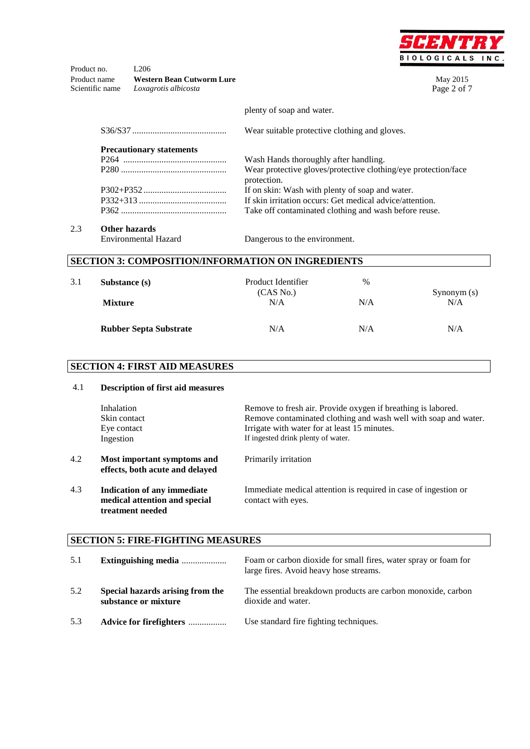plenty of soap and water.

S36/S37 .......................................... Wear suitable protective clothing and gloves.

**Precautionary statements**

| | |
|---|---|
| P264 ............................................ | Wash Hands thoroughly after handling. |
| P280 ............................................ | Wear protective gloves/protective clothing/eye protection/face protection. |
| P302+P352 .................................... | If on skin: Wash with plenty of soap and water. |
| P332+313 ...................................... | If skin irritation occurs: Get medical advice/attention. |
| P362 ............................................ | Take off contaminated clothing and wash before reuse. |

2.3 **Other hazards**

Environmental Hazard — Dangerous to the environment.

## SECTION 3: COMPOSITION/INFORMATION ON INGREDIENTS

| 3.1 | Substance (s) | Product Identifier (CAS No.) | % | Synonym (s) |
|---|---|---|---|---|
| | **Mixture** | N/A | N/A | N/A |
| | **Rubber Septa Substrate** | N/A | N/A | N/A |

## SECTION 4: FIRST AID MEASURES

4.1 **Description of first aid measures**

| | |
|---|---|
| Inhalation | Remove to fresh air. Provide oxygen if breathing is labored. |
| Skin contact | Remove contaminated clothing and wash well with soap and water. |
| Eye contact | Irrigate with water for at least 15 minutes. |
| Ingestion | If ingested drink plenty of water. |

4.2 **Most important symptoms and effects, both acute and delayed** — Primarily irritation

4.3 **Indication of any immediate medical attention and special treatment needed** — Immediate medical attention is required in case of ingestion or contact with eyes.

## SECTION 5: FIRE-FIGHTING MEASURES

5.1 **Extinguishing media** .................... Foam or carbon dioxide for small fires, water spray or foam for large fires. Avoid heavy hose streams.

5.2 **Special hazards arising from the substance or mixture** — The essential breakdown products are carbon monoxide, carbon dioxide and water.

5.3 **Advice for firefighters** ................. Use standard fire fighting techniques.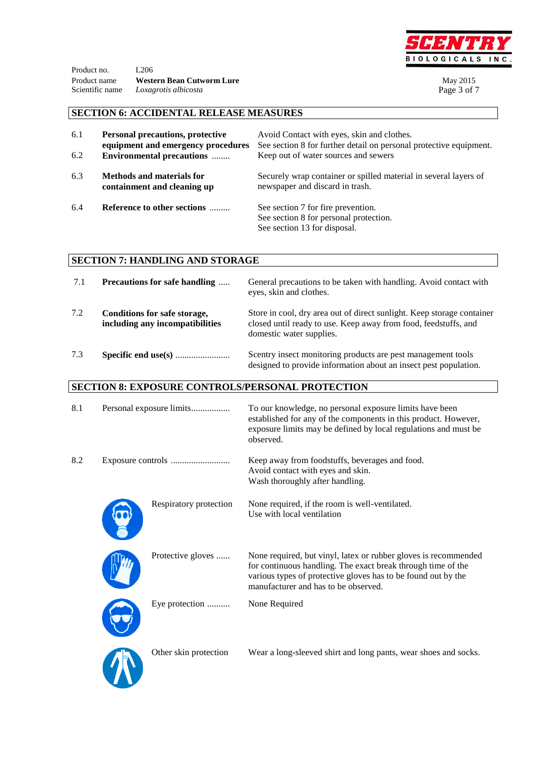## SECTION 6: ACCIDENTAL RELEASE MEASURES

| | | |
|---|---|---|
| 6.1 | **Personal precautions, protective equipment and emergency procedures** | Avoid Contact with eyes, skin and clothes. See section 8 for further detail on personal protective equipment. |
| 6.2 | **Environmental precautions** ........ | Keep out of water sources and sewers |
| 6.3 | **Methods and materials for containment and cleaning up** | Securely wrap container or spilled material in several layers of newspaper and discard in trash. |
| 6.4 | **Reference to other sections** ......... | See section 7 for fire prevention. See section 8 for personal protection. See section 13 for disposal. |

## SECTION 7: HANDLING AND STORAGE

| | | |
|---|---|---|
| 7.1 | **Precautions for safe handling** ..... | General precautions to be taken with handling. Avoid contact with eyes, skin and clothes. |
| 7.2 | **Conditions for safe storage, including any incompatibilities** | Store in cool, dry area out of direct sunlight. Keep storage container closed until ready to use. Keep away from food, feedstuffs, and domestic water supplies. |
| 7.3 | **Specific end use(s)** ........................ | Scentry insect monitoring products are pest management tools designed to provide information about an insect pest population. |

## SECTION 8: EXPOSURE CONTROLS/PERSONAL PROTECTION

| | | |
|---|---|---|
| 8.1 | Personal exposure limits................. | To our knowledge, no personal exposure limits have been established for any of the components in this product. However, exposure limits may be defined by local regulations and must be observed. |
| 8.2 | Exposure controls .......................... | Keep away from foodstuffs, beverages and food. Avoid contact with eyes and skin. Wash thoroughly after handling. |
| | Respiratory protection | None required, if the room is well-ventilated. Use with local ventilation |
| | Protective gloves ...... | None required, but vinyl, latex or rubber gloves is recommended for continuous handling. The exact break through time of the various types of protective gloves has to be found out by the manufacturer and has to be observed. |
| | Eye protection .......... | None Required |
| | Other skin protection | Wear a long-sleeved shirt and long pants, wear shoes and socks. |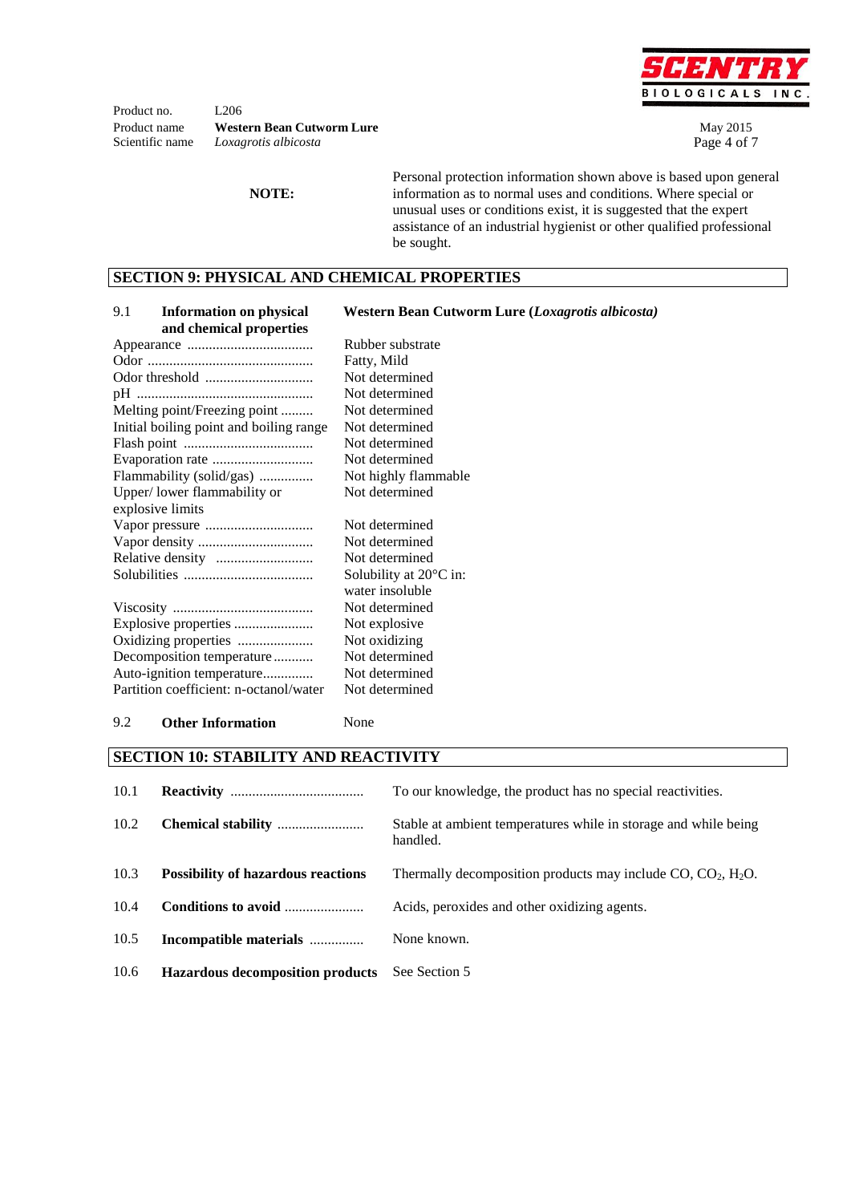**NOTE:** Personal protection information shown above is based upon general information as to normal uses and conditions. Where special or unusual uses or conditions exist, it is suggested that the expert assistance of an industrial hygienist or other qualified professional be sought.

## SECTION 9: PHYSICAL AND CHEMICAL PROPERTIES

| 9.1 **Information on physical and chemical properties** | **Western Bean Cutworm Lure (*Loxagrotis albicosta*)** |
|---|---|
| Appearance | Rubber substrate |
| Odor | Fatty, Mild |
| Odor threshold | Not determined |
| pH | Not determined |
| Melting point/Freezing point | Not determined |
| Initial boiling point and boiling range | Not determined |
| Flash point | Not determined |
| Evaporation rate | Not determined |
| Flammability (solid/gas) | Not highly flammable |
| Upper/ lower flammability or explosive limits | Not determined |
| Vapor pressure | Not determined |
| Vapor density | Not determined |
| Relative density | Not determined |
| Solubilities | Solubility at 20°C in: water insoluble |
| Viscosity | Not determined |
| Explosive properties | Not explosive |
| Oxidizing properties | Not oxidizing |
| Decomposition temperature | Not determined |
| Auto-ignition temperature | Not determined |
| Partition coefficient: n-octanol/water | Not determined |

9.2 **Other Information** None

## SECTION 10: STABILITY AND REACTIVITY

| | | |
|---|---|---|
| 10.1 | **Reactivity** | To our knowledge, the product has no special reactivities. |
| 10.2 | **Chemical stability** | Stable at ambient temperatures while in storage and while being handled. |
| 10.3 | **Possibility of hazardous reactions** | Thermally decomposition products may include CO, $CO_2$, $H_2O$. |
| 10.4 | **Conditions to avoid** | Acids, peroxides and other oxidizing agents. |
| 10.5 | **Incompatible materials** | None known. |
| 10.6 | **Hazardous decomposition products** | See Section 5 |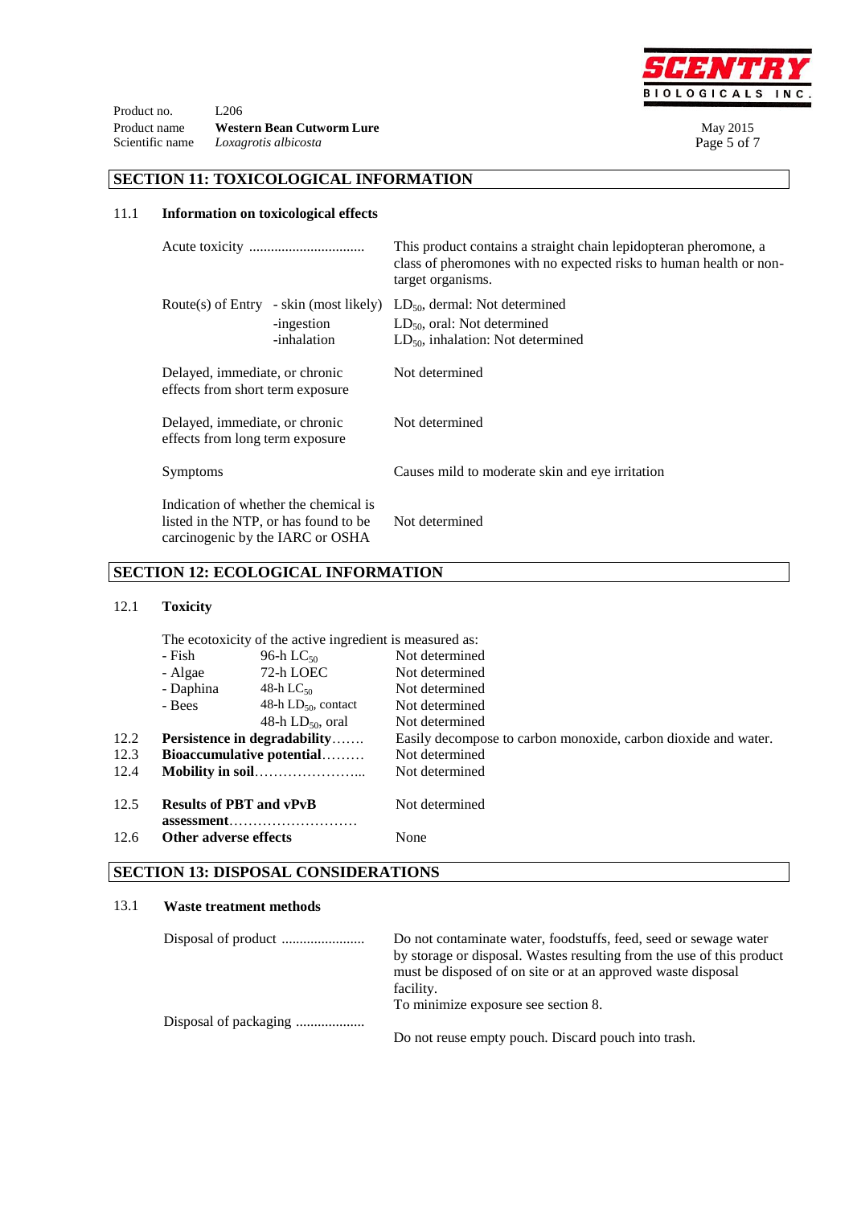## SECTION 11: TOXICOLOGICAL INFORMATION

### 11.1 Information on toxicological effects

| | | |
|---|---|---|
| Acute toxicity ............................... | | This product contains a straight chain lepidopteran pheromone, a class of pheromones with no expected risks to human health or non-target organisms. |
| Route(s) of Entry | - skin (most likely)<br>-ingestion<br>-inhalation | $LD_{50}$, dermal: Not determined<br>$LD_{50}$, oral: Not determined<br>$LD_{50}$, inhalation: Not determined |
| Delayed, immediate, or chronic effects from short term exposure | | Not determined |
| Delayed, immediate, or chronic effects from long term exposure | | Not determined |
| Symptoms | | Causes mild to moderate skin and eye irritation |
| Indication of whether the chemical is listed in the NTP, or has found to be carcinogenic by the IARC or OSHA | | Not determined |

## SECTION 12: ECOLOGICAL INFORMATION

### 12.1 Toxicity

The ecotoxicity of the active ingredient is measured as:

| | | |
|---|---|---|
| - Fish | 96-h $LC_{50}$ | Not determined |
| - Algae | 72-h LOEC | Not determined |
| - Daphina | 48-h $LC_{50}$ | Not determined |
| - Bees | 48-h $LD_{50}$, contact | Not determined |
| | 48-h $LD_{50}$, oral | Not determined |

| | | |
|---|---|---|
| 12.2 | **Persistence in degradability**……. | Easily decompose to carbon monoxide, carbon dioxide and water. |
| 12.3 | **Bioaccumulative potential**……… | Not determined |
| 12.4 | **Mobility in soil**…………………... | Not determined |
| 12.5 | **Results of PBT and vPvB assessment**……………………… | Not determined |
| 12.6 | **Other adverse effects** | None |

## SECTION 13: DISPOSAL CONSIDERATIONS

### 13.1 Waste treatment methods

| | |
|---|---|
| Disposal of product ....................... | Do not contaminate water, foodstuffs, feed, seed or sewage water by storage or disposal. Wastes resulting from the use of this product must be disposed of on site or at an approved waste disposal facility.<br>To minimize exposure see section 8. |
| Disposal of packaging ................... | Do not reuse empty pouch. Discard pouch into trash. |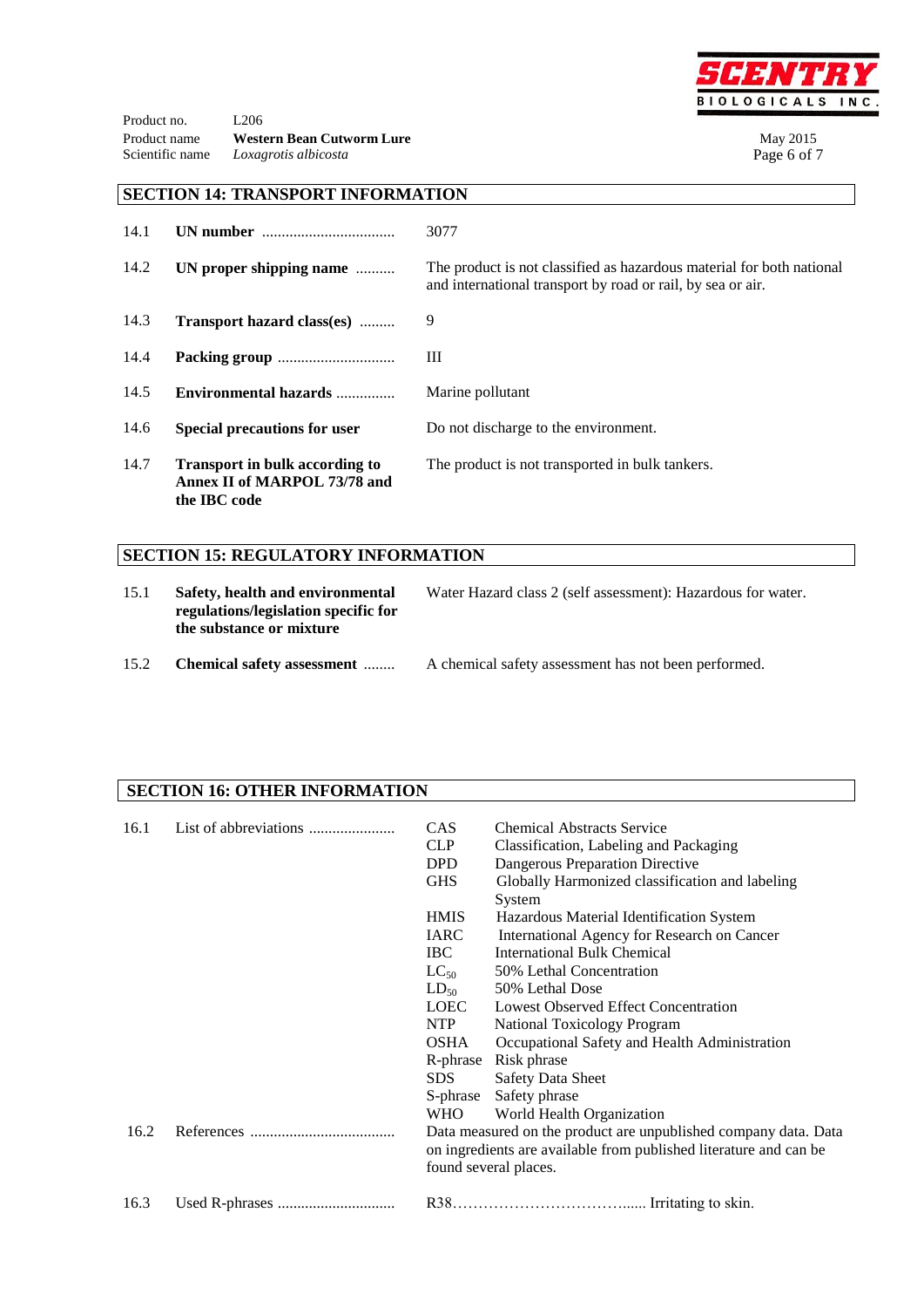Product no. L206
Product name **Western Bean Cutworm Lure**
Scientific name *Loxagrotis albicosta*

May 2015

## SECTION 14: TRANSPORT INFORMATION

| | | |
|---|---|---|
| 14.1 | **UN number** ................................. | 3077 |
| 14.2 | **UN proper shipping name** ......... | The product is not classified as hazardous material for both national and international transport by road or rail, by sea or air. |
| 14.3 | **Transport hazard class(es)** ......... | 9 |
| 14.4 | **Packing group** ............................. | III |
| 14.5 | **Environmental hazards** .............. | Marine pollutant |
| 14.6 | **Special precautions for user** | Do not discharge to the environment. |
| 14.7 | **Transport in bulk according to Annex II of MARPOL 73/78 and the IBC code** | The product is not transported in bulk tankers. |

## SECTION 15: REGULATORY INFORMATION

| | | |
|---|---|---|
| 15.1 | **Safety, health and environmental regulations/legislation specific for the substance or mixture** | Water Hazard class 2 (self assessment): Hazardous for water. |
| 15.2 | **Chemical safety assessment** ........ | A chemical safety assessment has not been performed. |

## SECTION 16: OTHER INFORMATION

16.1 List of abbreviations ......................

| | |
|---|---|
| CAS | Chemical Abstracts Service |
| CLP | Classification, Labeling and Packaging |
| DPD | Dangerous Preparation Directive |
| GHS | Globally Harmonized classification and labeling System |
| HMIS | Hazardous Material Identification System |
| IARC | International Agency for Research on Cancer |
| IBC | International Bulk Chemical |
| $LC_{50}$ | 50% Lethal Concentration |
| $LD_{50}$ | 50% Lethal Dose |
| LOEC | Lowest Observed Effect Concentration |
| NTP | National Toxicology Program |
| OSHA | Occupational Safety and Health Administration |
| R-phrase | Risk phrase |
| SDS | Safety Data Sheet |
| S-phrase | Safety phrase |
| WHO | World Health Organization |

16.2 References ..................................... Data measured on the product are unpublished company data. Data on ingredients are available from published literature and can be found several places.

16.3 Used R-phrases .............................. R38…………………………….... Irritating to skin.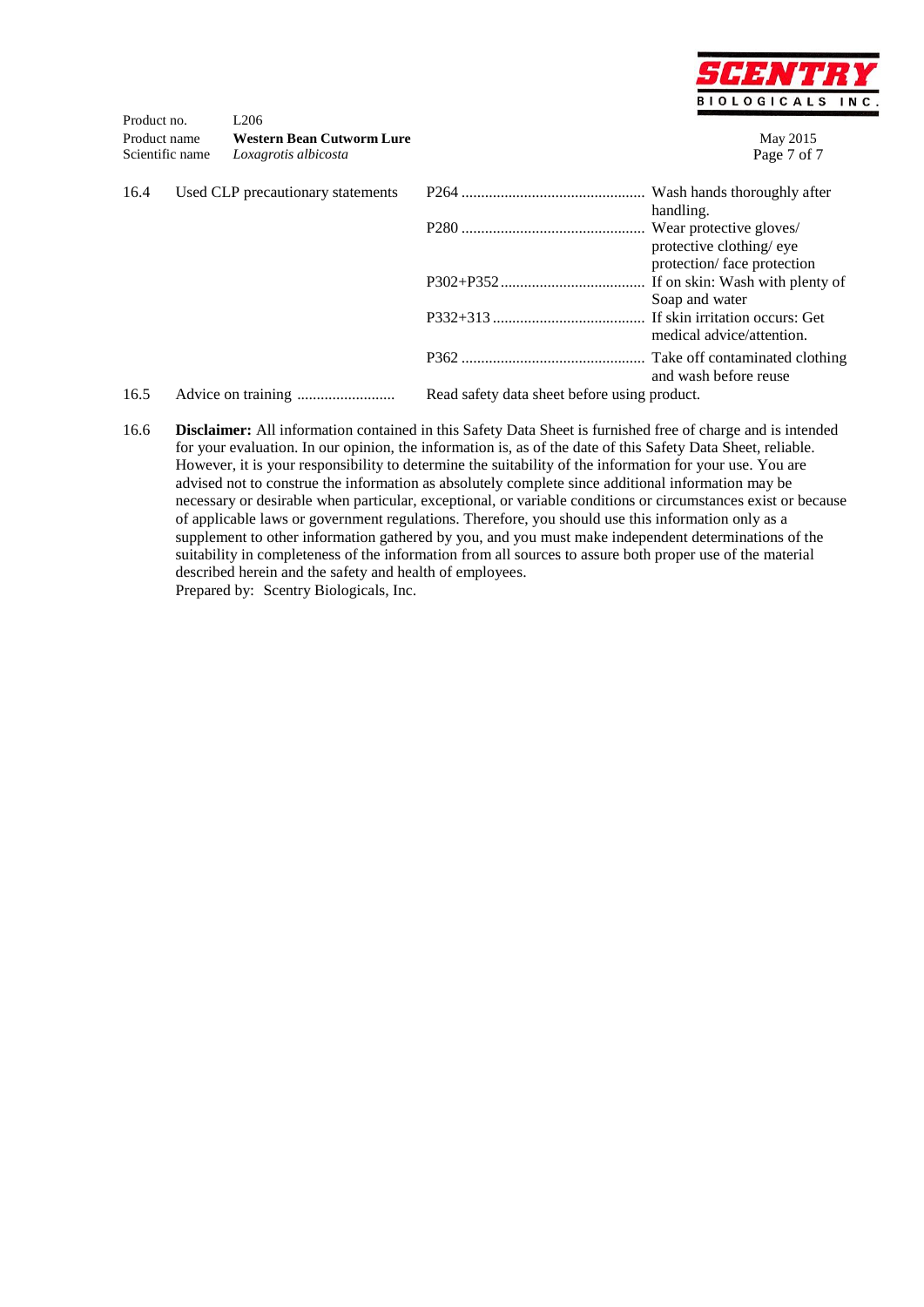16.4 Used CLP precautionary statements

| | |
|---|---|
| P264 | Wash hands thoroughly after handling. |
| P280 | Wear protective gloves/ protective clothing/ eye protection/ face protection |
| P302+P352 | If on skin: Wash with plenty of Soap and water |
| P332+313 | If skin irritation occurs: Get medical advice/attention. |
| P362 | Take off contaminated clothing and wash before reuse |

16.5 Advice on training ......................... Read safety data sheet before using product.

16.6 **Disclaimer:** All information contained in this Safety Data Sheet is furnished free of charge and is intended for your evaluation. In our opinion, the information is, as of the date of this Safety Data Sheet, reliable. However, it is your responsibility to determine the suitability of the information for your use. You are advised not to construe the information as absolutely complete since additional information may be necessary or desirable when particular, exceptional, or variable conditions or circumstances exist or because of applicable laws or government regulations. Therefore, you should use this information only as a supplement to other information gathered by you, and you must make independent determinations of the suitability in completeness of the information from all sources to assure both proper use of the material described herein and the safety and health of employees.
Prepared by: Scentry Biologicals, Inc.